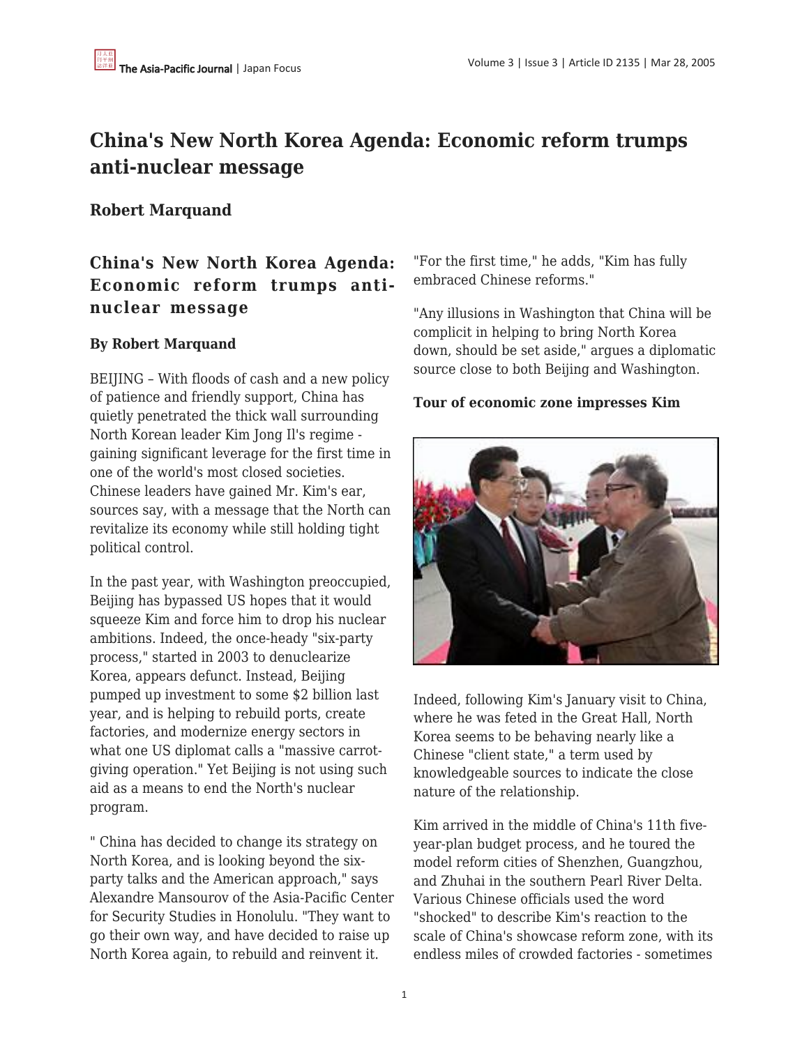# China's New North Korea Agenda: Economic reform trumps anti-nuclear message

**Robert Marquand**

## China's New North Korea Agenda: Economic reform trumps anti-nuclear message

**By Robert Marquand**

BEIJING – With floods of cash and a new policy of patience and friendly support, China has quietly penetrated the thick wall surrounding North Korean leader Kim Jong Il's regime - gaining significant leverage for the first time in one of the world's most closed societies. Chinese leaders have gained Mr. Kim's ear, sources say, with a message that the North can revitalize its economy while still holding tight political control.

In the past year, with Washington preoccupied, Beijing has bypassed US hopes that it would squeeze Kim and force him to drop his nuclear ambitions. Indeed, the once-heady "six-party process," started in 2003 to denuclearize Korea, appears defunct. Instead, Beijing pumped up investment to some $2 billion last year, and is helping to rebuild ports, create factories, and modernize energy sectors in what one US diplomat calls a "massive carrot-giving operation." Yet Beijing is not using such aid as a means to end the North's nuclear program.

" China has decided to change its strategy on North Korea, and is looking beyond the six-party talks and the American approach," says Alexandre Mansourov of the Asia-Pacific Center for Security Studies in Honolulu. "They want to go their own way, and have decided to raise up North Korea again, to rebuild and reinvent it. "For the first time," he adds, "Kim has fully embraced Chinese reforms."

"Any illusions in Washington that China will be complicit in helping to bring North Korea down, should be set aside," argues a diplomatic source close to both Beijing and Washington.

**Tour of economic zone impresses Kim**

Indeed, following Kim's January visit to China, where he was feted in the Great Hall, North Korea seems to be behaving nearly like a Chinese "client state," a term used by knowledgeable sources to indicate the close nature of the relationship.

Kim arrived in the middle of China's 11th five-year-plan budget process, and he toured the model reform cities of Shenzhen, Guangzhou, and Zhuhai in the southern Pearl River Delta. Various Chinese officials used the word "shocked" to describe Kim's reaction to the scale of China's showcase reform zone, with its endless miles of crowded factories - sometimes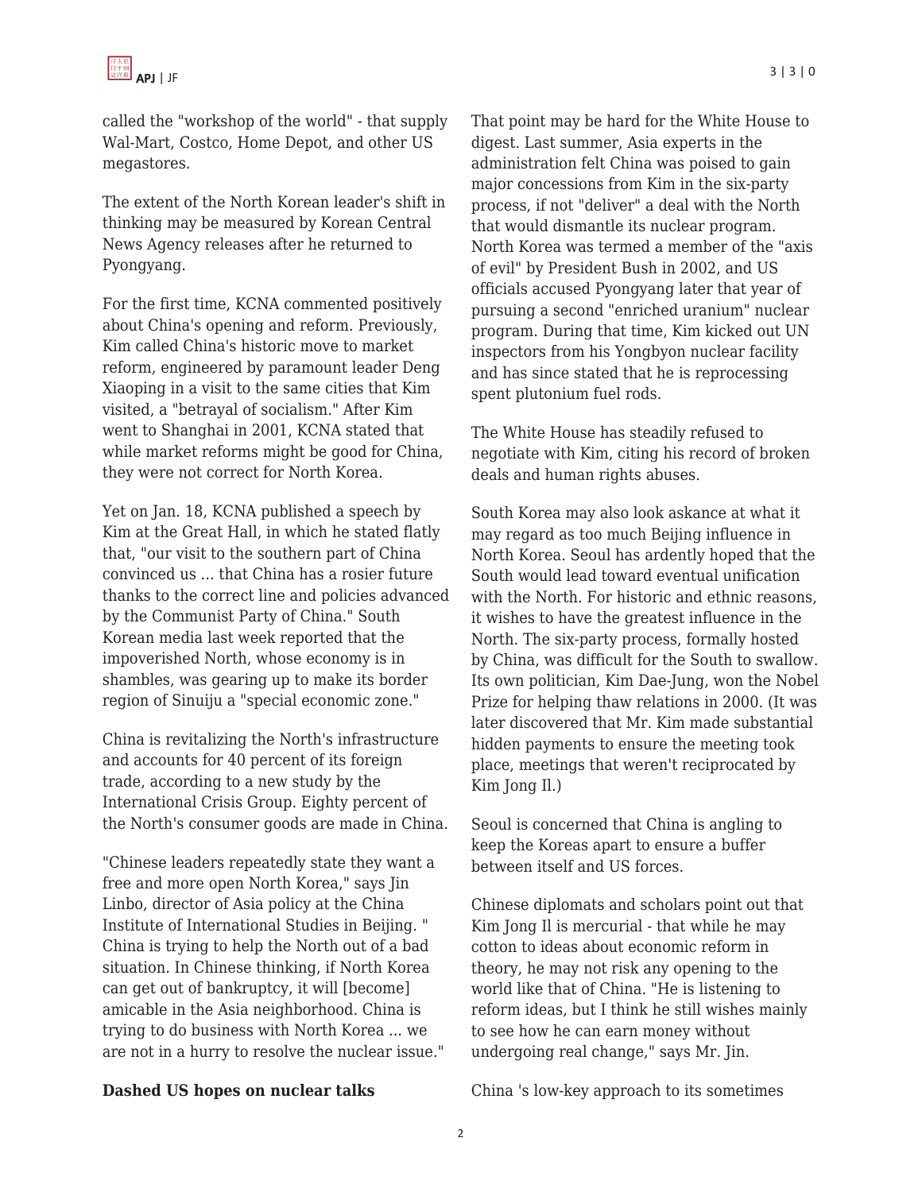called the "workshop of the world" - that supply Wal-Mart, Costco, Home Depot, and other US megastores.

The extent of the North Korean leader's shift in thinking may be measured by Korean Central News Agency releases after he returned to Pyongyang.

For the first time, KCNA commented positively about China's opening and reform. Previously, Kim called China's historic move to market reform, engineered by paramount leader Deng Xiaoping in a visit to the same cities that Kim visited, a "betrayal of socialism." After Kim went to Shanghai in 2001, KCNA stated that while market reforms might be good for China, they were not correct for North Korea.

Yet on Jan. 18, KCNA published a speech by Kim at the Great Hall, in which he stated flatly that, "our visit to the southern part of China convinced us ... that China has a rosier future thanks to the correct line and policies advanced by the Communist Party of China." South Korean media last week reported that the impoverished North, whose economy is in shambles, was gearing up to make its border region of Sinuiju a "special economic zone."

China is revitalizing the North's infrastructure and accounts for 40 percent of its foreign trade, according to a new study by the International Crisis Group. Eighty percent of the North's consumer goods are made in China.

"Chinese leaders repeatedly state they want a free and more open North Korea," says Jin Linbo, director of Asia policy at the China Institute of International Studies in Beijing. " China is trying to help the North out of a bad situation. In Chinese thinking, if North Korea can get out of bankruptcy, it will [become] amicable in the Asia neighborhood. China is trying to do business with North Korea ... we are not in a hurry to resolve the nuclear issue."

**Dashed US hopes on nuclear talks**

That point may be hard for the White House to digest. Last summer, Asia experts in the administration felt China was poised to gain major concessions from Kim in the six-party process, if not "deliver" a deal with the North that would dismantle its nuclear program. North Korea was termed a member of the "axis of evil" by President Bush in 2002, and US officials accused Pyongyang later that year of pursuing a second "enriched uranium" nuclear program. During that time, Kim kicked out UN inspectors from his Yongbyon nuclear facility and has since stated that he is reprocessing spent plutonium fuel rods.

The White House has steadily refused to negotiate with Kim, citing his record of broken deals and human rights abuses.

South Korea may also look askance at what it may regard as too much Beijing influence in North Korea. Seoul has ardently hoped that the South would lead toward eventual unification with the North. For historic and ethnic reasons, it wishes to have the greatest influence in the North. The six-party process, formally hosted by China, was difficult for the South to swallow. Its own politician, Kim Dae-Jung, won the Nobel Prize for helping thaw relations in 2000. (It was later discovered that Mr. Kim made substantial hidden payments to ensure the meeting took place, meetings that weren't reciprocated by Kim Jong Il.)

Seoul is concerned that China is angling to keep the Koreas apart to ensure a buffer between itself and US forces.

Chinese diplomats and scholars point out that Kim Jong Il is mercurial - that while he may cotton to ideas about economic reform in theory, he may not risk any opening to the world like that of China. "He is listening to reform ideas, but I think he still wishes mainly to see how he can earn money without undergoing real change," says Mr. Jin.

China 's low-key approach to its sometimes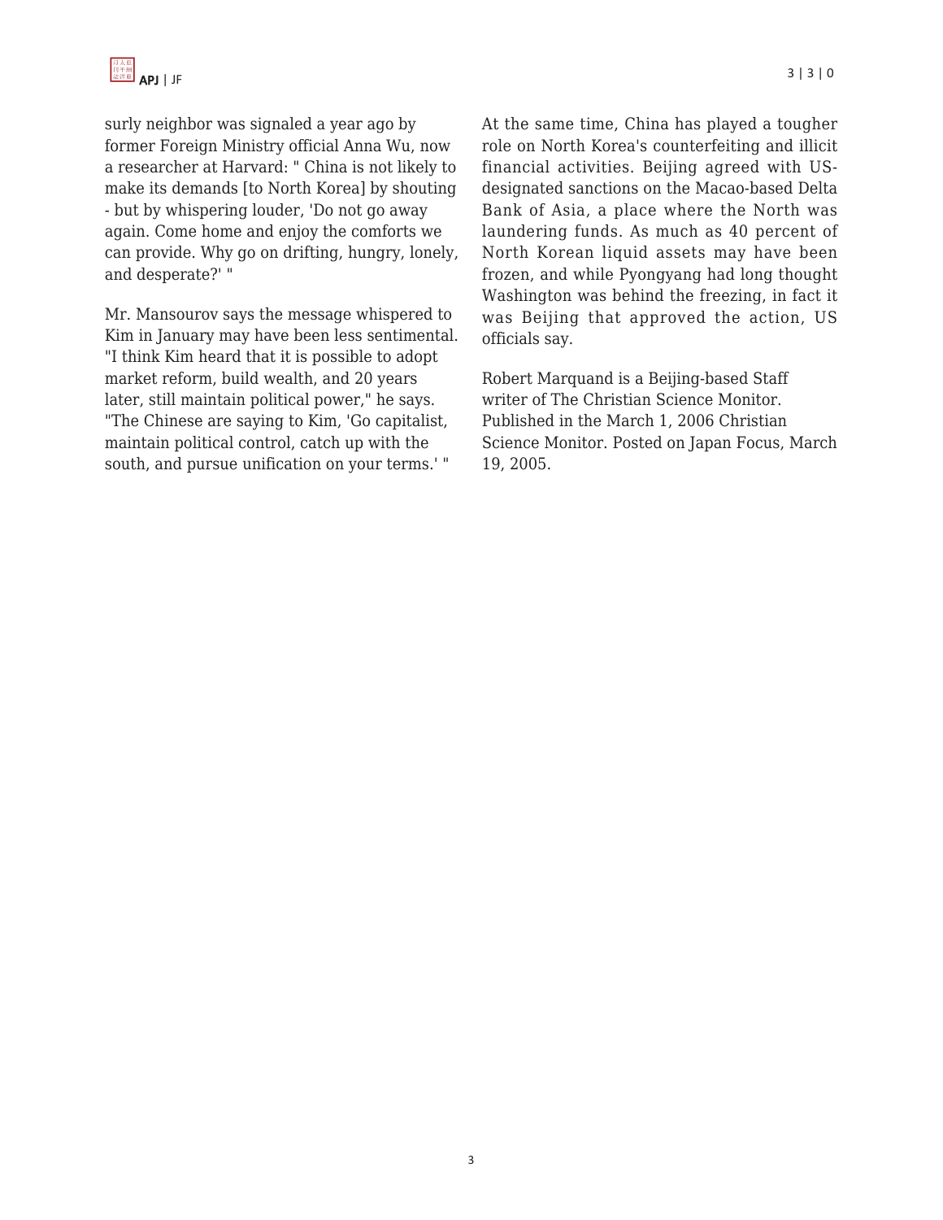surly neighbor was signaled a year ago by former Foreign Ministry official Anna Wu, now a researcher at Harvard: " China is not likely to make its demands [to North Korea] by shouting - but by whispering louder, 'Do not go away again. Come home and enjoy the comforts we can provide. Why go on drifting, hungry, lonely, and desperate?' "

Mr. Mansourov says the message whispered to Kim in January may have been less sentimental. "I think Kim heard that it is possible to adopt market reform, build wealth, and 20 years later, still maintain political power," he says. "The Chinese are saying to Kim, 'Go capitalist, maintain political control, catch up with the south, and pursue unification on your terms.' "

At the same time, China has played a tougher role on North Korea's counterfeiting and illicit financial activities. Beijing agreed with US-designated sanctions on the Macao-based Delta Bank of Asia, a place where the North was laundering funds. As much as 40 percent of North Korean liquid assets may have been frozen, and while Pyongyang had long thought Washington was behind the freezing, in fact it was Beijing that approved the action, US officials say.

Robert Marquand is a Beijing-based Staff writer of The Christian Science Monitor. Published in the March 1, 2006 Christian Science Monitor. Posted on Japan Focus, March 19, 2005.